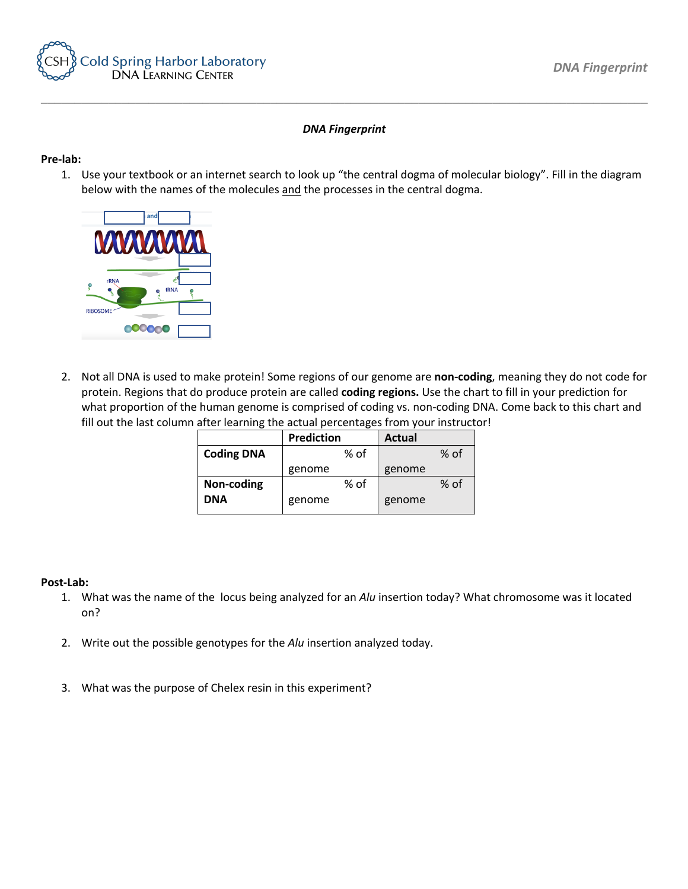*DNA Fingerprint*

**Pre-lab:**

1. Use your textbook or an internet search to look up "the central dogma of molecular biology". Fill in the diagram below with the names of the molecules and the processes in the central dogma.

2. Not all DNA is used to make protein! Some regions of our genome are **non-coding**, meaning they do not code for protein. Regions that do produce protein are called **coding regions.** Use the chart to fill in your prediction for what proportion of the human genome is comprised of coding vs. non-coding DNA. Come back to this chart and fill out the last column after learning the actual percentages from your instructor!

| | Prediction | Actual |
|---|---|---|
| **Coding DNA** | % of genome | % of genome |
| **Non-coding DNA** | % of genome | % of genome |

**Post-Lab:**

1. What was the name of the locus being analyzed for an *Alu* insertion today? What chromosome was it located on?

2. Write out the possible genotypes for the *Alu* insertion analyzed today.

3. What was the purpose of Chelex resin in this experiment?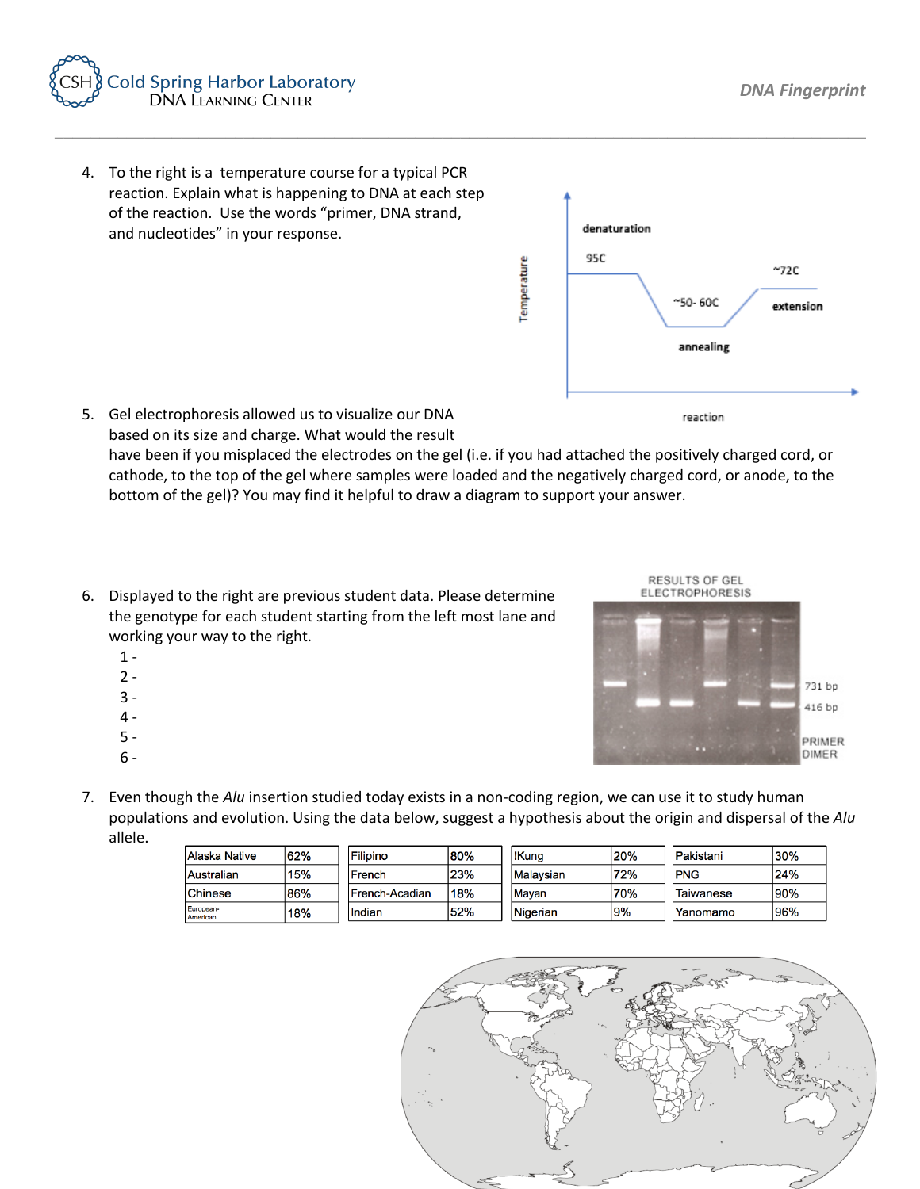4. To the right is a temperature course for a typical PCR reaction. Explain what is happening to DNA at each step of the reaction. Use the words "primer, DNA strand, and nucleotides" in your response.

denaturation

95C

~50- 60C

annealing

~72C

extension

Temperature

reaction

5. Gel electrophoresis allowed us to visualize our DNA based on its size and charge. What would the result have been if you misplaced the electrodes on the gel (i.e. if you had attached the positively charged cord, or cathode, to the top of the gel where samples were loaded and the negatively charged cord, or anode, to the bottom of the gel)? You may find it helpful to draw a diagram to support your answer.

6. Displayed to the right are previous student data. Please determine the genotype for each student starting from the left most lane and working your way to the right.
   1 -
   2 -
   3 -
   4 -
   5 -
   6 -

RESULTS OF GEL ELECTROPHORESIS

731 bp

416 bp

PRIMER DIMER

7. Even though the *Alu* insertion studied today exists in a non-coding region, we can use it to study human populations and evolution. Using the data below, suggest a hypothesis about the origin and dispersal of the *Alu* allele.

| | | | | | | | |
|---|---|---|---|---|---|---|---|
| Alaska Native | 62% | Filipino | 80% | !Kung | 20% | Pakistani | 30% |
| Australian | 15% | French | 23% | Malaysian | 72% | PNG | 24% |
| Chinese | 86% | French-Acadian | 18% | Mayan | 70% | Taiwanese | 90% |
| European-American | 18% | Indian | 52% | Nigerian | 9% | Yanomamo | 96% |